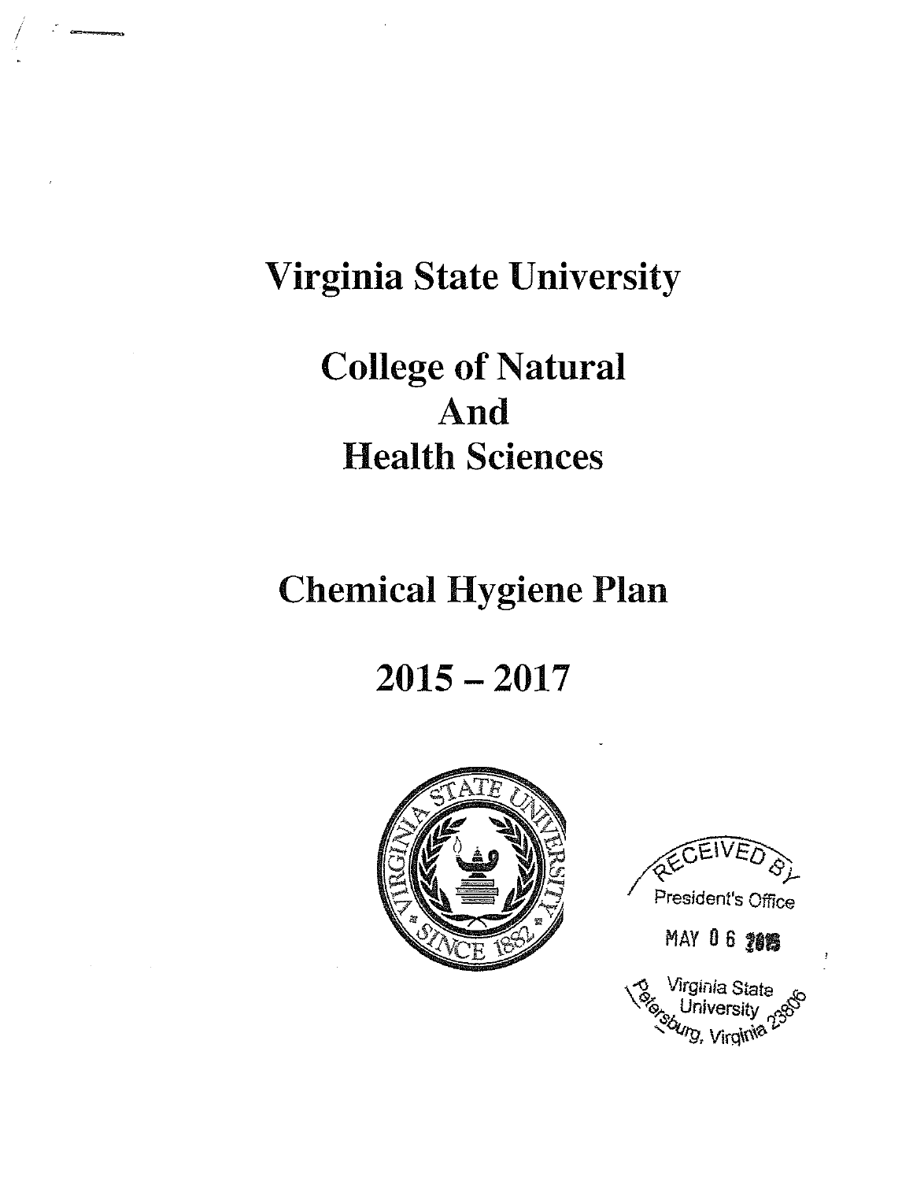# Virginia State University

# College of Natural And Health Sciences

# Chemical Hygiene Plan

# 2015 – 2017

RECEIVED BY
President's Office
MAY 06 2015
Virginia State University
Petersburg, Virginia 23806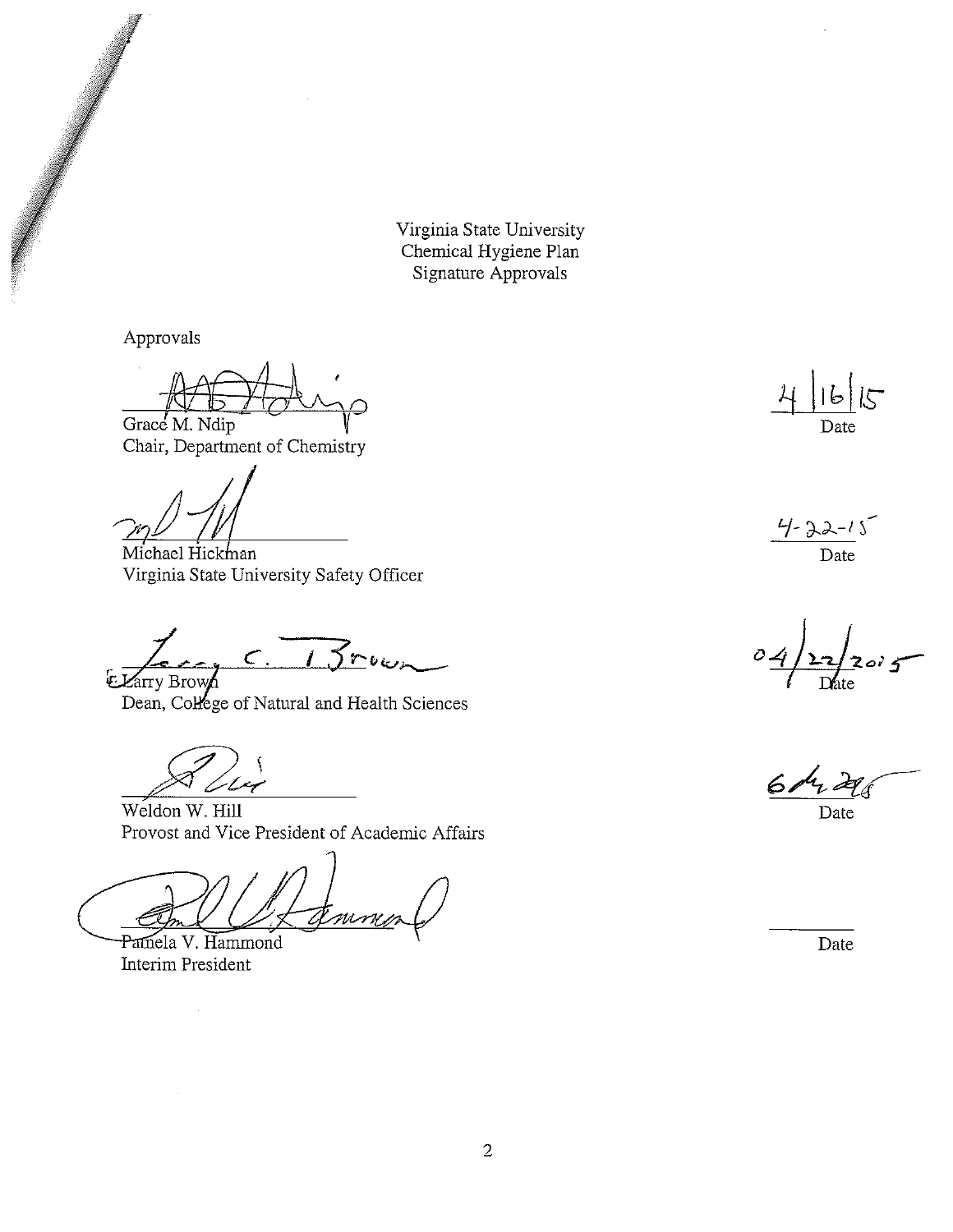Virginia State University
Chemical Hygiene Plan
Signature Approvals

Approvals

| Signatory | Date |
|---|---|
| Grace M. Ndip<br>Chair, Department of Chemistry | 4/16/15 |
| Michael Hickman<br>Virginia State University Safety Officer | 4-22-15 |
| E. Larry Brown<br>Dean, College of Natural and Health Sciences | 04/22/2015 |
| Weldon W. Hill<br>Provost and Vice President of Academic Affairs | 6/4/2015 |
| Pamela V. Hammond<br>Interim President | |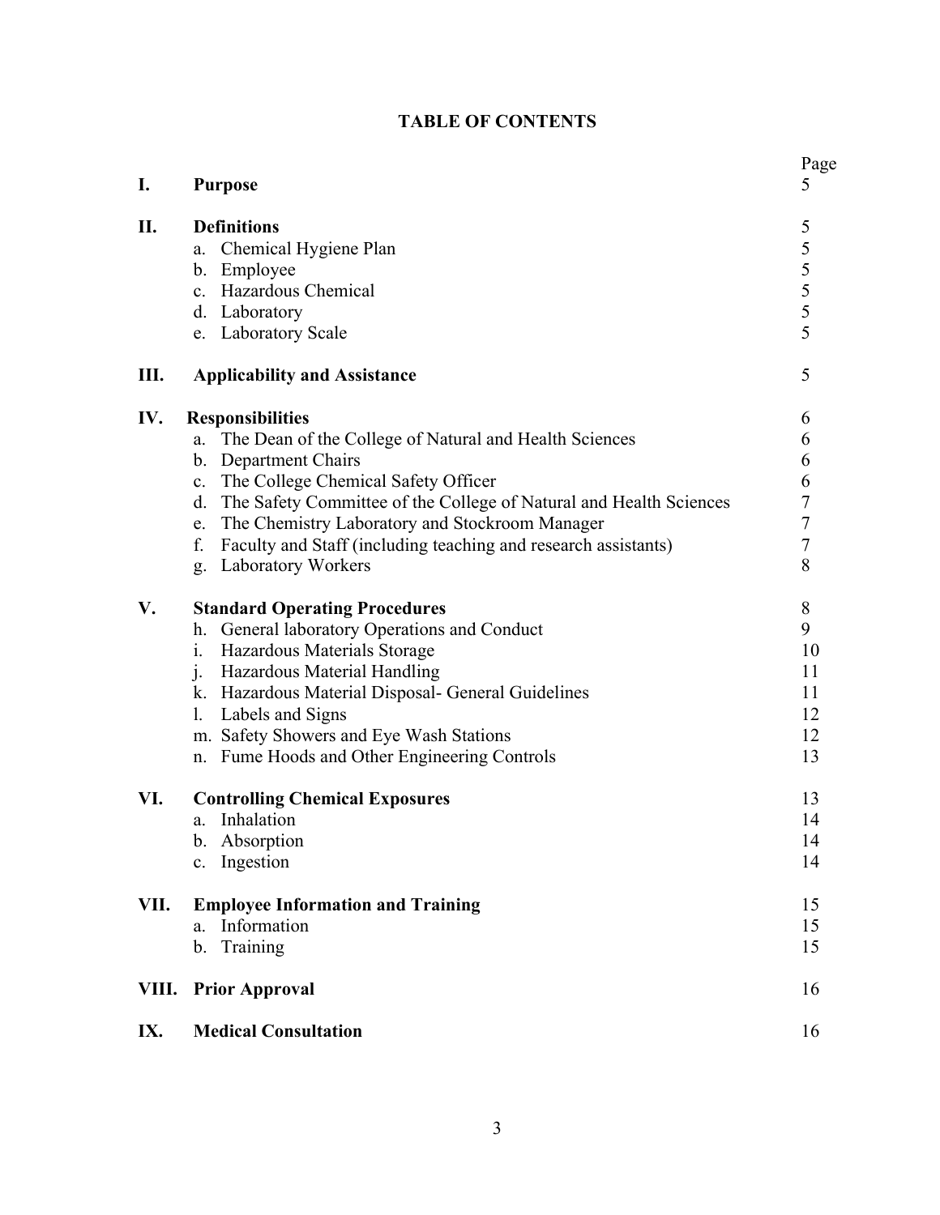# TABLE OF CONTENTS

| | | Page |
|---|---|---|
| **I.** | **Purpose** | 5 |
| **II.** | **Definitions** | 5 |
| | a. Chemical Hygiene Plan | 5 |
| | b. Employee | 5 |
| | c. Hazardous Chemical | 5 |
| | d. Laboratory | 5 |
| | e. Laboratory Scale | 5 |
| **III.** | **Applicability and Assistance** | 5 |
| **IV.** | **Responsibilities** | 6 |
| | a. The Dean of the College of Natural and Health Sciences | 6 |
| | b. Department Chairs | 6 |
| | c. The College Chemical Safety Officer | 6 |
| | d. The Safety Committee of the College of Natural and Health Sciences | 7 |
| | e. The Chemistry Laboratory and Stockroom Manager | 7 |
| | f. Faculty and Staff (including teaching and research assistants) | 7 |
| | g. Laboratory Workers | 8 |
| **V.** | **Standard Operating Procedures** | 8 |
| | h. General laboratory Operations and Conduct | 9 |
| | i. Hazardous Materials Storage | 10 |
| | j. Hazardous Material Handling | 11 |
| | k. Hazardous Material Disposal- General Guidelines | 11 |
| | l. Labels and Signs | 12 |
| | m. Safety Showers and Eye Wash Stations | 12 |
| | n. Fume Hoods and Other Engineering Controls | 13 |
| **VI.** | **Controlling Chemical Exposures** | 13 |
| | a. Inhalation | 14 |
| | b. Absorption | 14 |
| | c. Ingestion | 14 |
| **VII.** | **Employee Information and Training** | 15 |
| | a. Information | 15 |
| | b. Training | 15 |
| **VIII.** | **Prior Approval** | 16 |
| **IX.** | **Medical Consultation** | 16 |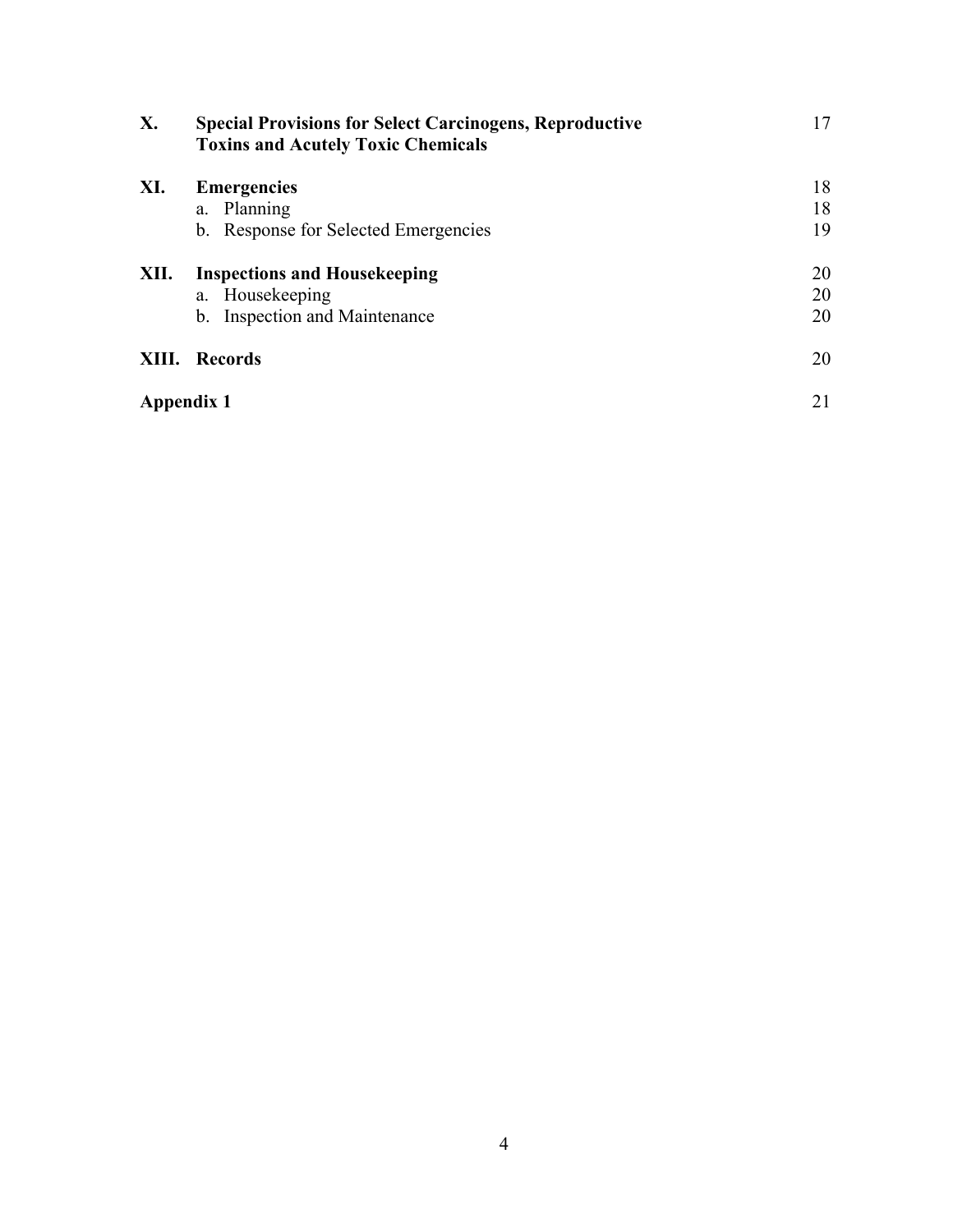| | | |
|---|---|---|
| **X.** | **Special Provisions for Select Carcinogens, Reproductive Toxins and Acutely Toxic Chemicals** | 17 |
| **XI.** | **Emergencies** | 18 |
| | a. Planning | 18 |
| | b. Response for Selected Emergencies | 19 |
| **XII.** | **Inspections and Housekeeping** | 20 |
| | a. Housekeeping | 20 |
| | b. Inspection and Maintenance | 20 |
| **XIII.** | **Records** | 20 |
| **Appendix 1** | | 21 |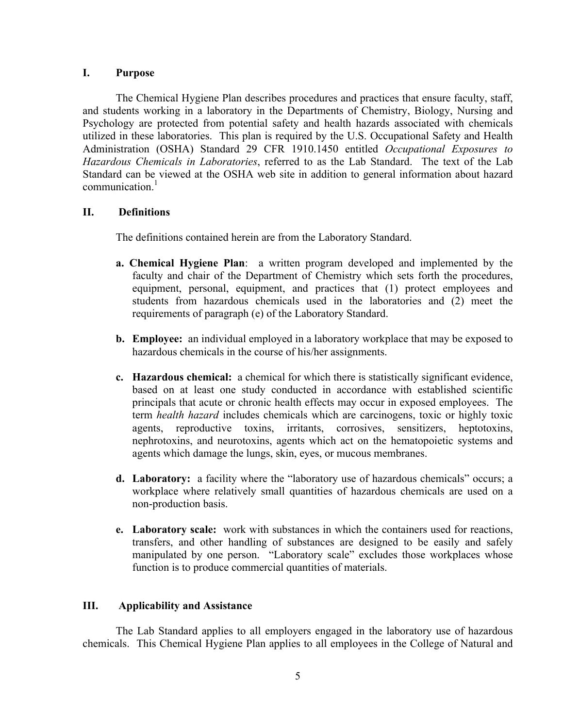## I. Purpose

The Chemical Hygiene Plan describes procedures and practices that ensure faculty, staff, and students working in a laboratory in the Departments of Chemistry, Biology, Nursing and Psychology are protected from potential safety and health hazards associated with chemicals utilized in these laboratories. This plan is required by the U.S. Occupational Safety and Health Administration (OSHA) Standard 29 CFR 1910.1450 entitled *Occupational Exposures to Hazardous Chemicals in Laboratories*, referred to as the Lab Standard. The text of the Lab Standard can be viewed at the OSHA web site in addition to general information about hazard communication.[1]

## II. Definitions

The definitions contained herein are from the Laboratory Standard.

- **a. Chemical Hygiene Plan**: a written program developed and implemented by the faculty and chair of the Department of Chemistry which sets forth the procedures, equipment, personal, equipment, and practices that (1) protect employees and students from hazardous chemicals used in the laboratories and (2) meet the requirements of paragraph (e) of the Laboratory Standard.

- **b. Employee:** an individual employed in a laboratory workplace that may be exposed to hazardous chemicals in the course of his/her assignments.

- **c. Hazardous chemical:** a chemical for which there is statistically significant evidence, based on at least one study conducted in accordance with established scientific principals that acute or chronic health effects may occur in exposed employees. The term *health hazard* includes chemicals which are carcinogens, toxic or highly toxic agents, reproductive toxins, irritants, corrosives, sensitizers, heptotoxins, nephrotoxins, and neurotoxins, agents which act on the hematopoietic systems and agents which damage the lungs, skin, eyes, or mucous membranes.

- **d. Laboratory:** a facility where the "laboratory use of hazardous chemicals" occurs; a workplace where relatively small quantities of hazardous chemicals are used on a non-production basis.

- **e. Laboratory scale:** work with substances in which the containers used for reactions, transfers, and other handling of substances are designed to be easily and safely manipulated by one person. "Laboratory scale" excludes those workplaces whose function is to produce commercial quantities of materials.

## III. Applicability and Assistance

The Lab Standard applies to all employers engaged in the laboratory use of hazardous chemicals. This Chemical Hygiene Plan applies to all employees in the College of Natural and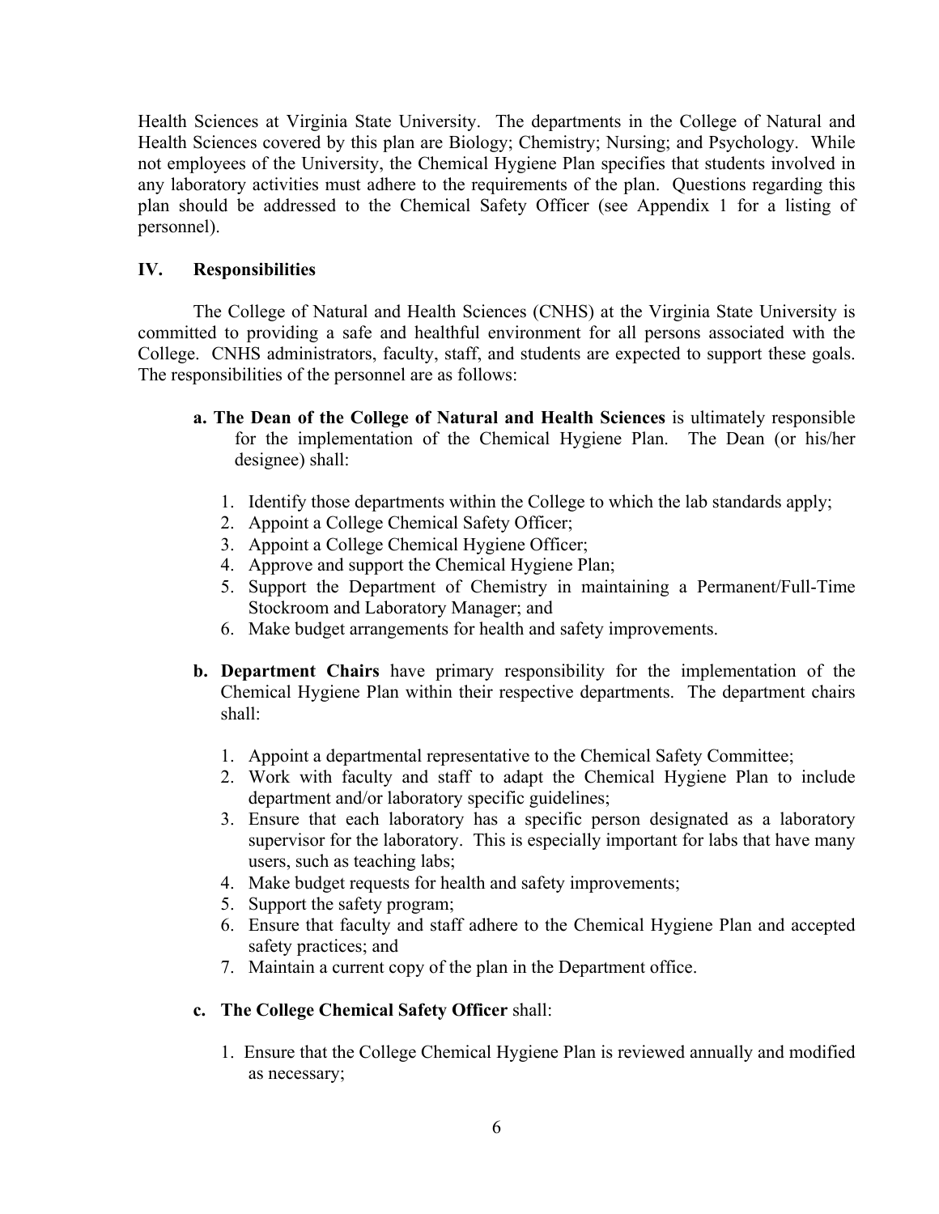Health Sciences at Virginia State University. The departments in the College of Natural and Health Sciences covered by this plan are Biology; Chemistry; Nursing; and Psychology. While not employees of the University, the Chemical Hygiene Plan specifies that students involved in any laboratory activities must adhere to the requirements of the plan. Questions regarding this plan should be addressed to the Chemical Safety Officer (see Appendix 1 for a listing of personnel).

## IV. Responsibilities

The College of Natural and Health Sciences (CNHS) at the Virginia State University is committed to providing a safe and healthful environment for all persons associated with the College. CNHS administrators, faculty, staff, and students are expected to support these goals. The responsibilities of the personnel are as follows:

**a. The Dean of the College of Natural and Health Sciences** is ultimately responsible for the implementation of the Chemical Hygiene Plan. The Dean (or his/her designee) shall:

1. Identify those departments within the College to which the lab standards apply;
2. Appoint a College Chemical Safety Officer;
3. Appoint a College Chemical Hygiene Officer;
4. Approve and support the Chemical Hygiene Plan;
5. Support the Department of Chemistry in maintaining a Permanent/Full-Time Stockroom and Laboratory Manager; and
6. Make budget arrangements for health and safety improvements.

**b. Department Chairs** have primary responsibility for the implementation of the Chemical Hygiene Plan within their respective departments. The department chairs shall:

1. Appoint a departmental representative to the Chemical Safety Committee;
2. Work with faculty and staff to adapt the Chemical Hygiene Plan to include department and/or laboratory specific guidelines;
3. Ensure that each laboratory has a specific person designated as a laboratory supervisor for the laboratory. This is especially important for labs that have many users, such as teaching labs;
4. Make budget requests for health and safety improvements;
5. Support the safety program;
6. Ensure that faculty and staff adhere to the Chemical Hygiene Plan and accepted safety practices; and
7. Maintain a current copy of the plan in the Department office.

**c. The College Chemical Safety Officer** shall:

1. Ensure that the College Chemical Hygiene Plan is reviewed annually and modified as necessary;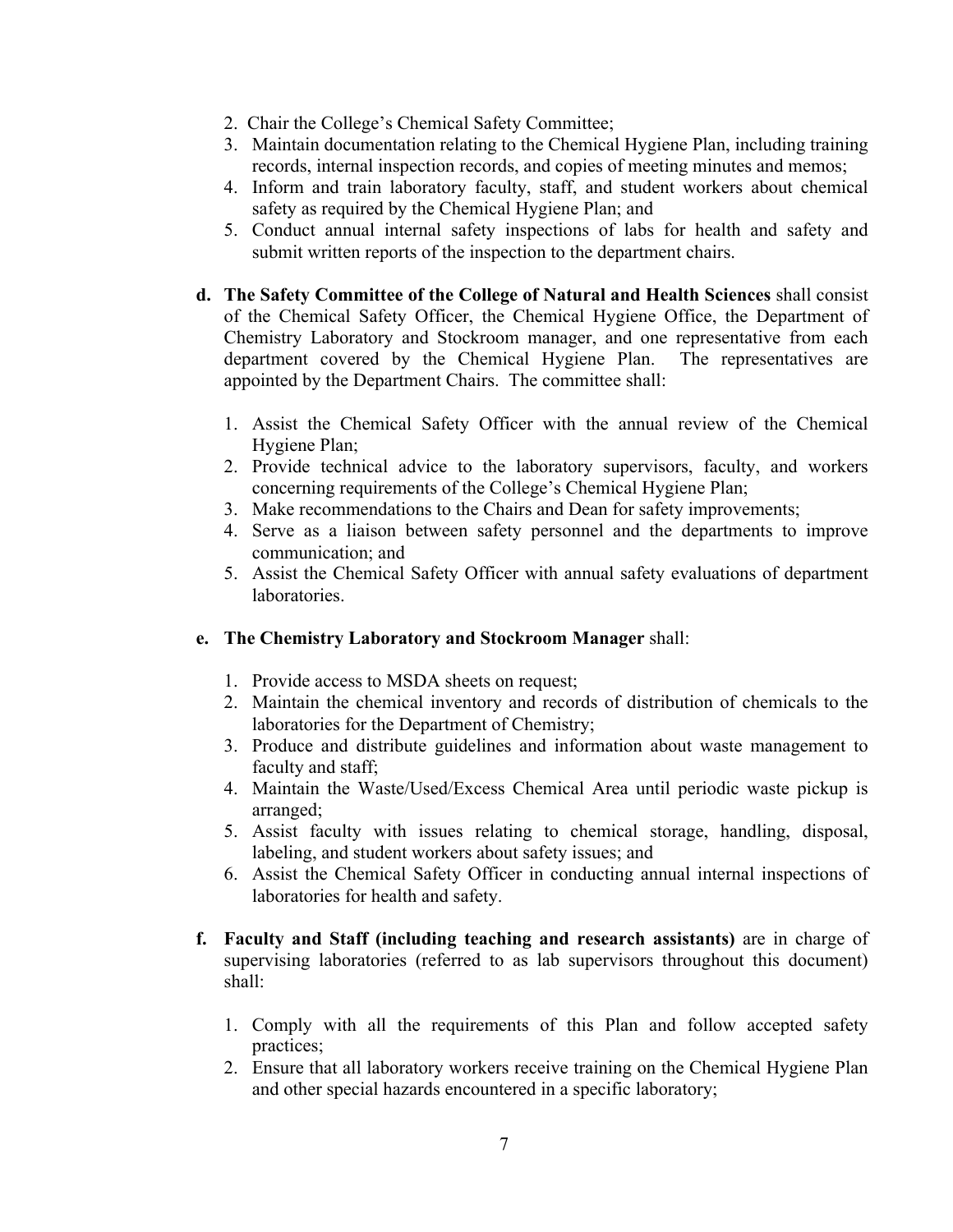2. Chair the College's Chemical Safety Committee;
3. Maintain documentation relating to the Chemical Hygiene Plan, including training records, internal inspection records, and copies of meeting minutes and memos;
4. Inform and train laboratory faculty, staff, and student workers about chemical safety as required by the Chemical Hygiene Plan; and
5. Conduct annual internal safety inspections of labs for health and safety and submit written reports of the inspection to the department chairs.

**d. The Safety Committee of the College of Natural and Health Sciences** shall consist of the Chemical Safety Officer, the Chemical Hygiene Office, the Department of Chemistry Laboratory and Stockroom manager, and one representative from each department covered by the Chemical Hygiene Plan. The representatives are appointed by the Department Chairs. The committee shall:

1. Assist the Chemical Safety Officer with the annual review of the Chemical Hygiene Plan;
2. Provide technical advice to the laboratory supervisors, faculty, and workers concerning requirements of the College's Chemical Hygiene Plan;
3. Make recommendations to the Chairs and Dean for safety improvements;
4. Serve as a liaison between safety personnel and the departments to improve communication; and
5. Assist the Chemical Safety Officer with annual safety evaluations of department laboratories.

**e. The Chemistry Laboratory and Stockroom Manager** shall:

1. Provide access to MSDA sheets on request;
2. Maintain the chemical inventory and records of distribution of chemicals to the laboratories for the Department of Chemistry;
3. Produce and distribute guidelines and information about waste management to faculty and staff;
4. Maintain the Waste/Used/Excess Chemical Area until periodic waste pickup is arranged;
5. Assist faculty with issues relating to chemical storage, handling, disposal, labeling, and student workers about safety issues; and
6. Assist the Chemical Safety Officer in conducting annual internal inspections of laboratories for health and safety.

**f. Faculty and Staff (including teaching and research assistants)** are in charge of supervising laboratories (referred to as lab supervisors throughout this document) shall:

1. Comply with all the requirements of this Plan and follow accepted safety practices;
2. Ensure that all laboratory workers receive training on the Chemical Hygiene Plan and other special hazards encountered in a specific laboratory;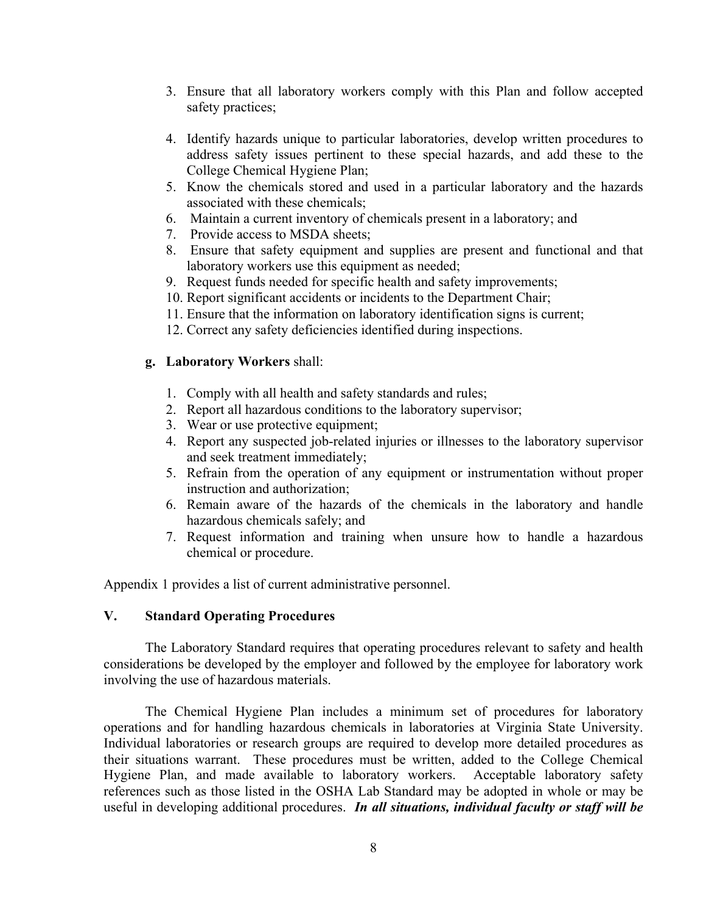3. Ensure that all laboratory workers comply with this Plan and follow accepted safety practices;
4. Identify hazards unique to particular laboratories, develop written procedures to address safety issues pertinent to these special hazards, and add these to the College Chemical Hygiene Plan;
5. Know the chemicals stored and used in a particular laboratory and the hazards associated with these chemicals;
6. Maintain a current inventory of chemicals present in a laboratory; and
7. Provide access to MSDA sheets;
8. Ensure that safety equipment and supplies are present and functional and that laboratory workers use this equipment as needed;
9. Request funds needed for specific health and safety improvements;
10. Report significant accidents or incidents to the Department Chair;
11. Ensure that the information on laboratory identification signs is current;
12. Correct any safety deficiencies identified during inspections.

**g. Laboratory Workers** shall:

1. Comply with all health and safety standards and rules;
2. Report all hazardous conditions to the laboratory supervisor;
3. Wear or use protective equipment;
4. Report any suspected job-related injuries or illnesses to the laboratory supervisor and seek treatment immediately;
5. Refrain from the operation of any equipment or instrumentation without proper instruction and authorization;
6. Remain aware of the hazards of the chemicals in the laboratory and handle hazardous chemicals safely; and
7. Request information and training when unsure how to handle a hazardous chemical or procedure.

Appendix 1 provides a list of current administrative personnel.

## V. Standard Operating Procedures

The Laboratory Standard requires that operating procedures relevant to safety and health considerations be developed by the employer and followed by the employee for laboratory work involving the use of hazardous materials.

The Chemical Hygiene Plan includes a minimum set of procedures for laboratory operations and for handling hazardous chemicals in laboratories at Virginia State University. Individual laboratories or research groups are required to develop more detailed procedures as their situations warrant. These procedures must be written, added to the College Chemical Hygiene Plan, and made available to laboratory workers. Acceptable laboratory safety references such as those listed in the OSHA Lab Standard may be adopted in whole or may be useful in developing additional procedures. ***In all situations, individual faculty or staff will be***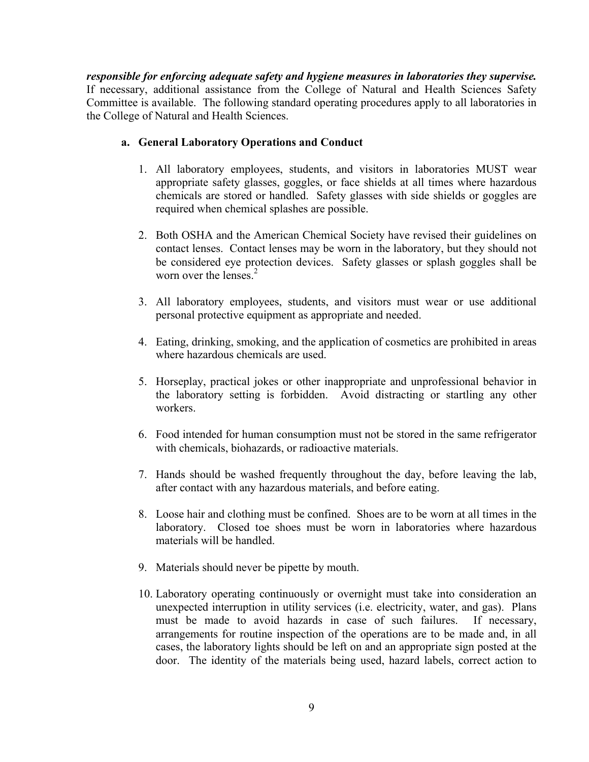***responsible for enforcing adequate safety and hygiene measures in laboratories they supervise.*** If necessary, additional assistance from the College of Natural and Health Sciences Safety Committee is available. The following standard operating procedures apply to all laboratories in the College of Natural and Health Sciences.

**a. General Laboratory Operations and Conduct**

1. All laboratory employees, students, and visitors in laboratories MUST wear appropriate safety glasses, goggles, or face shields at all times where hazardous chemicals are stored or handled. Safety glasses with side shields or goggles are required when chemical splashes are possible.

2. Both OSHA and the American Chemical Society have revised their guidelines on contact lenses. Contact lenses may be worn in the laboratory, but they should not be considered eye protection devices. Safety glasses or splash goggles shall be worn over the lenses.[2]

3. All laboratory employees, students, and visitors must wear or use additional personal protective equipment as appropriate and needed.

4. Eating, drinking, smoking, and the application of cosmetics are prohibited in areas where hazardous chemicals are used.

5. Horseplay, practical jokes or other inappropriate and unprofessional behavior in the laboratory setting is forbidden. Avoid distracting or startling any other workers.

6. Food intended for human consumption must not be stored in the same refrigerator with chemicals, biohazards, or radioactive materials.

7. Hands should be washed frequently throughout the day, before leaving the lab, after contact with any hazardous materials, and before eating.

8. Loose hair and clothing must be confined. Shoes are to be worn at all times in the laboratory. Closed toe shoes must be worn in laboratories where hazardous materials will be handled.

9. Materials should never be pipette by mouth.

10. Laboratory operating continuously or overnight must take into consideration an unexpected interruption in utility services (i.e. electricity, water, and gas). Plans must be made to avoid hazards in case of such failures. If necessary, arrangements for routine inspection of the operations are to be made and, in all cases, the laboratory lights should be left on and an appropriate sign posted at the door. The identity of the materials being used, hazard labels, correct action to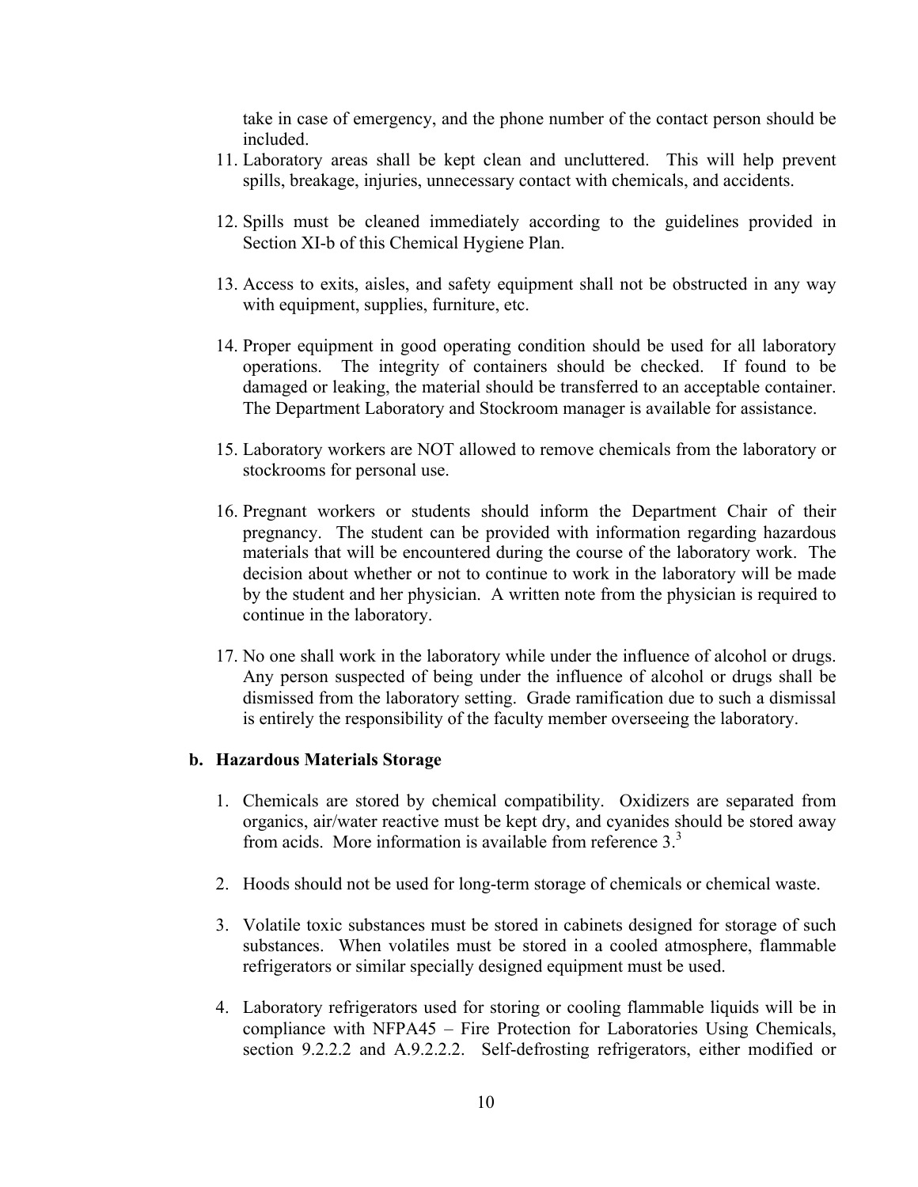take in case of emergency, and the phone number of the contact person should be included.

11. Laboratory areas shall be kept clean and uncluttered. This will help prevent spills, breakage, injuries, unnecessary contact with chemicals, and accidents.

12. Spills must be cleaned immediately according to the guidelines provided in Section XI-b of this Chemical Hygiene Plan.

13. Access to exits, aisles, and safety equipment shall not be obstructed in any way with equipment, supplies, furniture, etc.

14. Proper equipment in good operating condition should be used for all laboratory operations. The integrity of containers should be checked. If found to be damaged or leaking, the material should be transferred to an acceptable container. The Department Laboratory and Stockroom manager is available for assistance.

15. Laboratory workers are NOT allowed to remove chemicals from the laboratory or stockrooms for personal use.

16. Pregnant workers or students should inform the Department Chair of their pregnancy. The student can be provided with information regarding hazardous materials that will be encountered during the course of the laboratory work. The decision about whether or not to continue to work in the laboratory will be made by the student and her physician. A written note from the physician is required to continue in the laboratory.

17. No one shall work in the laboratory while under the influence of alcohol or drugs. Any person suspected of being under the influence of alcohol or drugs shall be dismissed from the laboratory setting. Grade ramification due to such a dismissal is entirely the responsibility of the faculty member overseeing the laboratory.

### b. Hazardous Materials Storage

1. Chemicals are stored by chemical compatibility. Oxidizers are separated from organics, air/water reactive must be kept dry, and cyanides should be stored away from acids. More information is available from reference 3.[3]

2. Hoods should not be used for long-term storage of chemicals or chemical waste.

3. Volatile toxic substances must be stored in cabinets designed for storage of such substances. When volatiles must be stored in a cooled atmosphere, flammable refrigerators or similar specially designed equipment must be used.

4. Laboratory refrigerators used for storing or cooling flammable liquids will be in compliance with NFPA45 – Fire Protection for Laboratories Using Chemicals, section 9.2.2.2 and A.9.2.2.2. Self-defrosting refrigerators, either modified or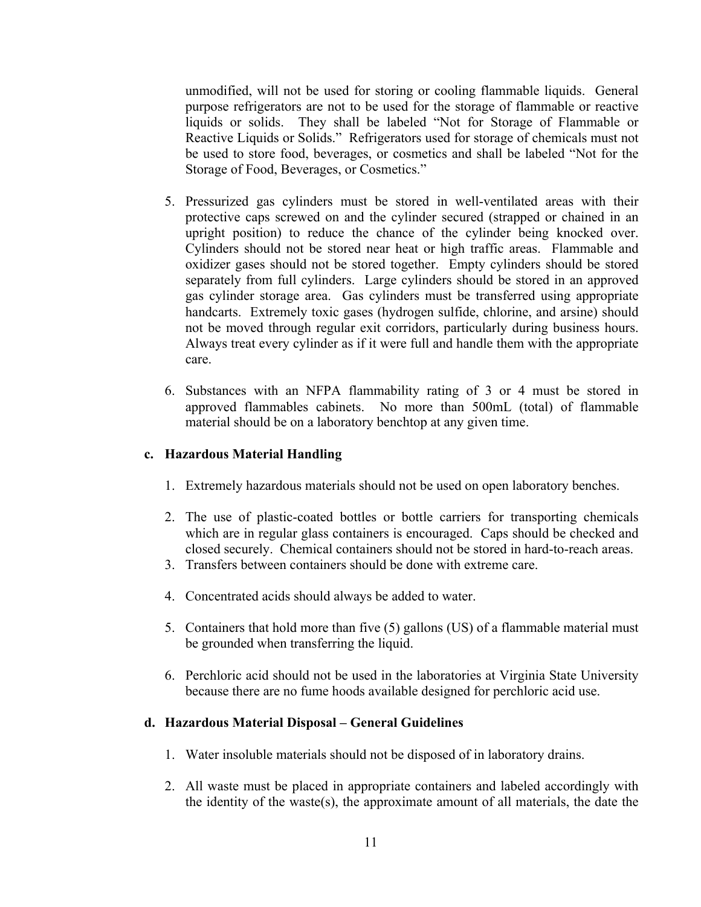unmodified, will not be used for storing or cooling flammable liquids. General purpose refrigerators are not to be used for the storage of flammable or reactive liquids or solids. They shall be labeled "Not for Storage of Flammable or Reactive Liquids or Solids." Refrigerators used for storage of chemicals must not be used to store food, beverages, or cosmetics and shall be labeled "Not for the Storage of Food, Beverages, or Cosmetics."

5. Pressurized gas cylinders must be stored in well-ventilated areas with their protective caps screwed on and the cylinder secured (strapped or chained in an upright position) to reduce the chance of the cylinder being knocked over. Cylinders should not be stored near heat or high traffic areas. Flammable and oxidizer gases should not be stored together. Empty cylinders should be stored separately from full cylinders. Large cylinders should be stored in an approved gas cylinder storage area. Gas cylinders must be transferred using appropriate handcarts. Extremely toxic gases (hydrogen sulfide, chlorine, and arsine) should not be moved through regular exit corridors, particularly during business hours. Always treat every cylinder as if it were full and handle them with the appropriate care.

6. Substances with an NFPA flammability rating of 3 or 4 must be stored in approved flammables cabinets. No more than 500mL (total) of flammable material should be on a laboratory benchtop at any given time.

**c. Hazardous Material Handling**

1. Extremely hazardous materials should not be used on open laboratory benches.
2. The use of plastic-coated bottles or bottle carriers for transporting chemicals which are in regular glass containers is encouraged. Caps should be checked and closed securely. Chemical containers should not be stored in hard-to-reach areas.
3. Transfers between containers should be done with extreme care.
4. Concentrated acids should always be added to water.
5. Containers that hold more than five (5) gallons (US) of a flammable material must be grounded when transferring the liquid.
6. Perchloric acid should not be used in the laboratories at Virginia State University because there are no fume hoods available designed for perchloric acid use.

**d. Hazardous Material Disposal – General Guidelines**

1. Water insoluble materials should not be disposed of in laboratory drains.
2. All waste must be placed in appropriate containers and labeled accordingly with the identity of the waste(s), the approximate amount of all materials, the date the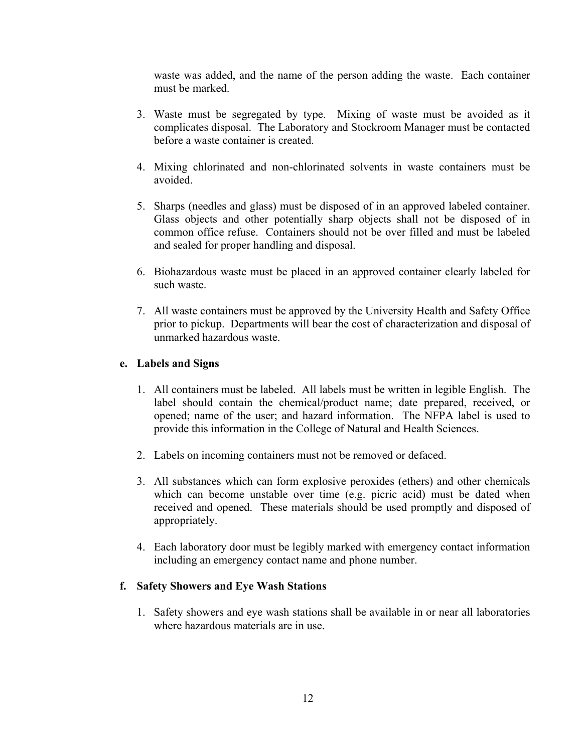waste was added, and the name of the person adding the waste. Each container must be marked.

3. Waste must be segregated by type. Mixing of waste must be avoided as it complicates disposal. The Laboratory and Stockroom Manager must be contacted before a waste container is created.

4. Mixing chlorinated and non-chlorinated solvents in waste containers must be avoided.

5. Sharps (needles and glass) must be disposed of in an approved labeled container. Glass objects and other potentially sharp objects shall not be disposed of in common office refuse. Containers should not be over filled and must be labeled and sealed for proper handling and disposal.

6. Biohazardous waste must be placed in an approved container clearly labeled for such waste.

7. All waste containers must be approved by the University Health and Safety Office prior to pickup. Departments will bear the cost of characterization and disposal of unmarked hazardous waste.

**e. Labels and Signs**

1. All containers must be labeled. All labels must be written in legible English. The label should contain the chemical/product name; date prepared, received, or opened; name of the user; and hazard information. The NFPA label is used to provide this information in the College of Natural and Health Sciences.

2. Labels on incoming containers must not be removed or defaced.

3. All substances which can form explosive peroxides (ethers) and other chemicals which can become unstable over time (e.g. picric acid) must be dated when received and opened. These materials should be used promptly and disposed of appropriately.

4. Each laboratory door must be legibly marked with emergency contact information including an emergency contact name and phone number.

**f. Safety Showers and Eye Wash Stations**

1. Safety showers and eye wash stations shall be available in or near all laboratories where hazardous materials are in use.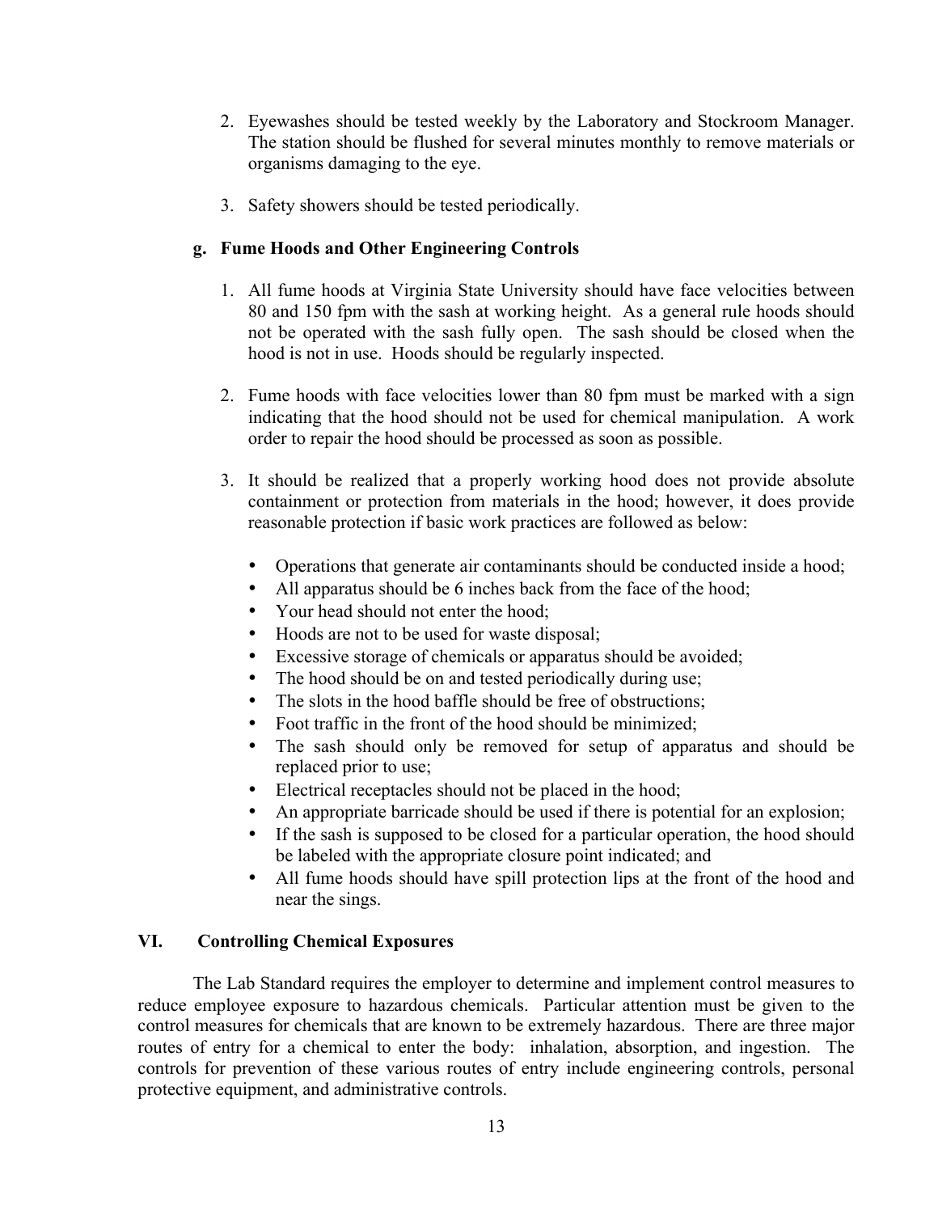2. Eyewashes should be tested weekly by the Laboratory and Stockroom Manager. The station should be flushed for several minutes monthly to remove materials or organisms damaging to the eye.

3. Safety showers should be tested periodically.

### g. Fume Hoods and Other Engineering Controls

1. All fume hoods at Virginia State University should have face velocities between 80 and 150 fpm with the sash at working height. As a general rule hoods should not be operated with the sash fully open. The sash should be closed when the hood is not in use. Hoods should be regularly inspected.

2. Fume hoods with face velocities lower than 80 fpm must be marked with a sign indicating that the hood should not be used for chemical manipulation. A work order to repair the hood should be processed as soon as possible.

3. It should be realized that a properly working hood does not provide absolute containment or protection from materials in the hood; however, it does provide reasonable protection if basic work practices are followed as below:

   - Operations that generate air contaminants should be conducted inside a hood;
   - All apparatus should be 6 inches back from the face of the hood;
   - Your head should not enter the hood;
   - Hoods are not to be used for waste disposal;
   - Excessive storage of chemicals or apparatus should be avoided;
   - The hood should be on and tested periodically during use;
   - The slots in the hood baffle should be free of obstructions;
   - Foot traffic in the front of the hood should be minimized;
   - The sash should only be removed for setup of apparatus and should be replaced prior to use;
   - Electrical receptacles should not be placed in the hood;
   - An appropriate barricade should be used if there is potential for an explosion;
   - If the sash is supposed to be closed for a particular operation, the hood should be labeled with the appropriate closure point indicated; and
   - All fume hoods should have spill protection lips at the front of the hood and near the sings.

## VI. Controlling Chemical Exposures

The Lab Standard requires the employer to determine and implement control measures to reduce employee exposure to hazardous chemicals. Particular attention must be given to the control measures for chemicals that are known to be extremely hazardous. There are three major routes of entry for a chemical to enter the body: inhalation, absorption, and ingestion. The controls for prevention of these various routes of entry include engineering controls, personal protective equipment, and administrative controls.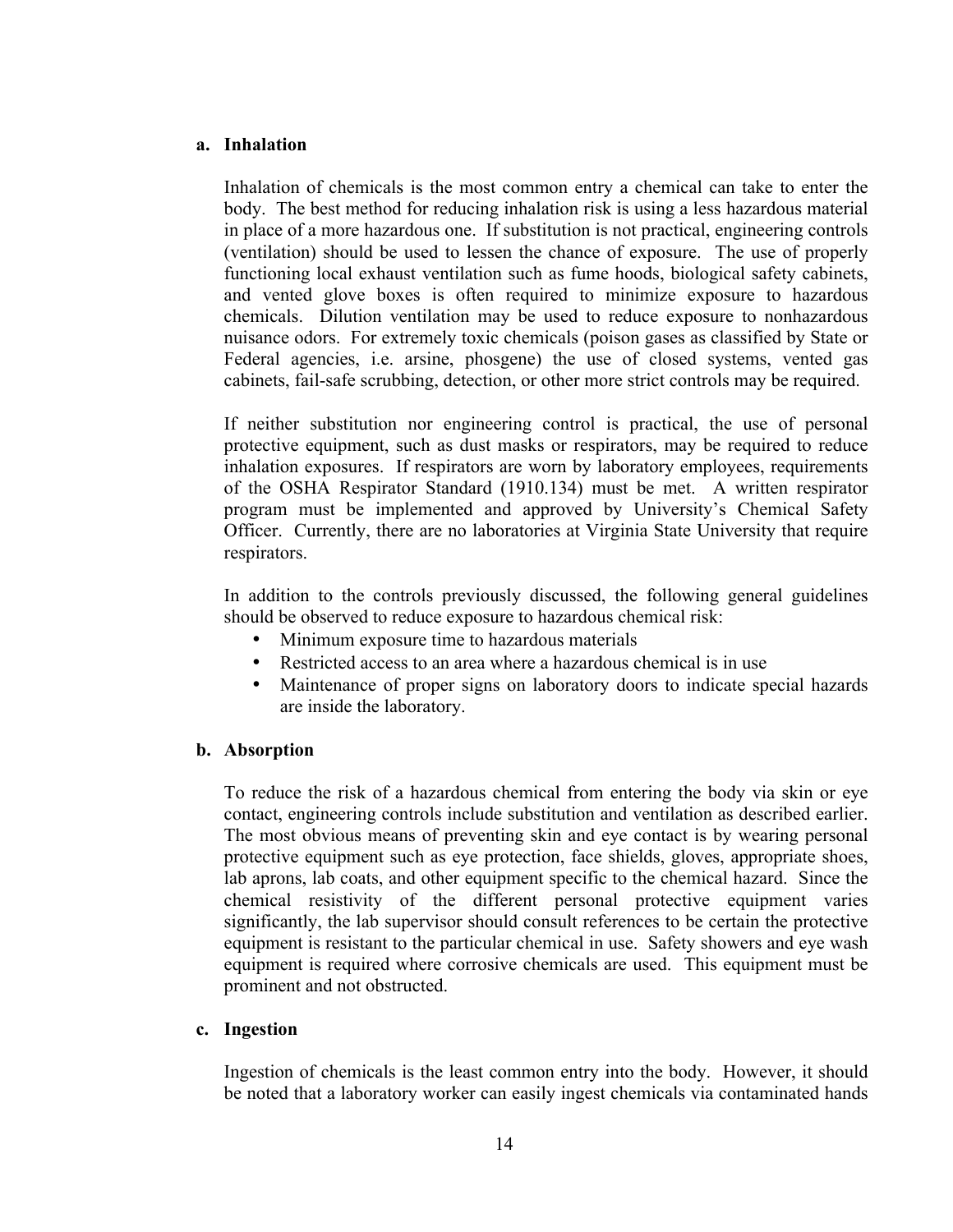**a. Inhalation**

Inhalation of chemicals is the most common entry a chemical can take to enter the body. The best method for reducing inhalation risk is using a less hazardous material in place of a more hazardous one. If substitution is not practical, engineering controls (ventilation) should be used to lessen the chance of exposure. The use of properly functioning local exhaust ventilation such as fume hoods, biological safety cabinets, and vented glove boxes is often required to minimize exposure to hazardous chemicals. Dilution ventilation may be used to reduce exposure to nonhazardous nuisance odors. For extremely toxic chemicals (poison gases as classified by State or Federal agencies, i.e. arsine, phosgene) the use of closed systems, vented gas cabinets, fail-safe scrubbing, detection, or other more strict controls may be required.

If neither substitution nor engineering control is practical, the use of personal protective equipment, such as dust masks or respirators, may be required to reduce inhalation exposures. If respirators are worn by laboratory employees, requirements of the OSHA Respirator Standard (1910.134) must be met. A written respirator program must be implemented and approved by University's Chemical Safety Officer. Currently, there are no laboratories at Virginia State University that require respirators.

In addition to the controls previously discussed, the following general guidelines should be observed to reduce exposure to hazardous chemical risk:

- Minimum exposure time to hazardous materials
- Restricted access to an area where a hazardous chemical is in use
- Maintenance of proper signs on laboratory doors to indicate special hazards are inside the laboratory.

**b. Absorption**

To reduce the risk of a hazardous chemical from entering the body via skin or eye contact, engineering controls include substitution and ventilation as described earlier. The most obvious means of preventing skin and eye contact is by wearing personal protective equipment such as eye protection, face shields, gloves, appropriate shoes, lab aprons, lab coats, and other equipment specific to the chemical hazard. Since the chemical resistivity of the different personal protective equipment varies significantly, the lab supervisor should consult references to be certain the protective equipment is resistant to the particular chemical in use. Safety showers and eye wash equipment is required where corrosive chemicals are used. This equipment must be prominent and not obstructed.

**c. Ingestion**

Ingestion of chemicals is the least common entry into the body. However, it should be noted that a laboratory worker can easily ingest chemicals via contaminated hands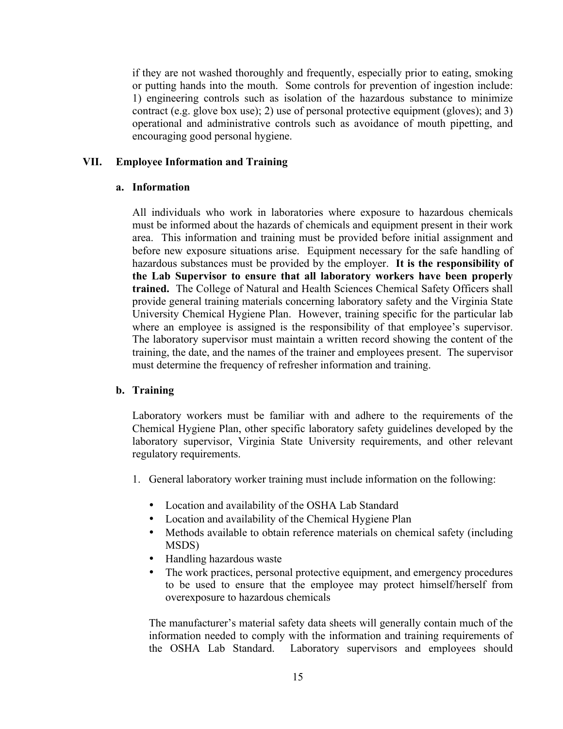if they are not washed thoroughly and frequently, especially prior to eating, smoking or putting hands into the mouth. Some controls for prevention of ingestion include: 1) engineering controls such as isolation of the hazardous substance to minimize contract (e.g. glove box use); 2) use of personal protective equipment (gloves); and 3) operational and administrative controls such as avoidance of mouth pipetting, and encouraging good personal hygiene.

## VII. Employee Information and Training

### a. Information

All individuals who work in laboratories where exposure to hazardous chemicals must be informed about the hazards of chemicals and equipment present in their work area. This information and training must be provided before initial assignment and before new exposure situations arise. Equipment necessary for the safe handling of hazardous substances must be provided by the employer. **It is the responsibility of the Lab Supervisor to ensure that all laboratory workers have been properly trained.** The College of Natural and Health Sciences Chemical Safety Officers shall provide general training materials concerning laboratory safety and the Virginia State University Chemical Hygiene Plan. However, training specific for the particular lab where an employee is assigned is the responsibility of that employee's supervisor. The laboratory supervisor must maintain a written record showing the content of the training, the date, and the names of the trainer and employees present. The supervisor must determine the frequency of refresher information and training.

### b. Training

Laboratory workers must be familiar with and adhere to the requirements of the Chemical Hygiene Plan, other specific laboratory safety guidelines developed by the laboratory supervisor, Virginia State University requirements, and other relevant regulatory requirements.

1. General laboratory worker training must include information on the following:

   - Location and availability of the OSHA Lab Standard
   - Location and availability of the Chemical Hygiene Plan
   - Methods available to obtain reference materials on chemical safety (including MSDS)
   - Handling hazardous waste
   - The work practices, personal protective equipment, and emergency procedures to be used to ensure that the employee may protect himself/herself from overexposure to hazardous chemicals

   The manufacturer's material safety data sheets will generally contain much of the information needed to comply with the information and training requirements of the OSHA Lab Standard. Laboratory supervisors and employees should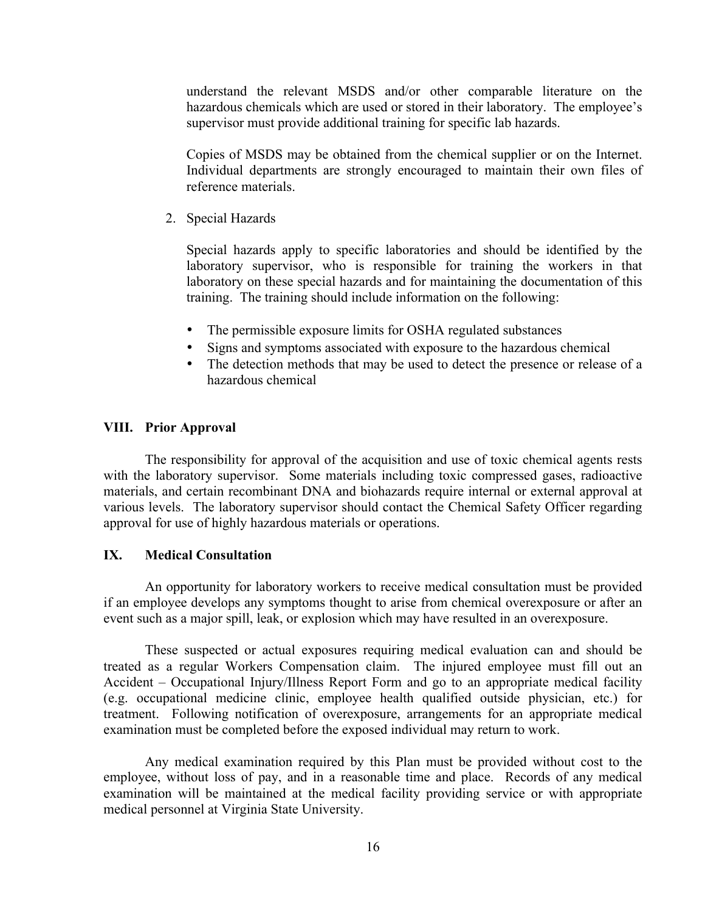understand the relevant MSDS and/or other comparable literature on the hazardous chemicals which are used or stored in their laboratory. The employee's supervisor must provide additional training for specific lab hazards.

Copies of MSDS may be obtained from the chemical supplier or on the Internet. Individual departments are strongly encouraged to maintain their own files of reference materials.

2. Special Hazards

   Special hazards apply to specific laboratories and should be identified by the laboratory supervisor, who is responsible for training the workers in that laboratory on these special hazards and for maintaining the documentation of this training. The training should include information on the following:

   - The permissible exposure limits for OSHA regulated substances
   - Signs and symptoms associated with exposure to the hazardous chemical
   - The detection methods that may be used to detect the presence or release of a hazardous chemical

## VIII. Prior Approval

The responsibility for approval of the acquisition and use of toxic chemical agents rests with the laboratory supervisor. Some materials including toxic compressed gases, radioactive materials, and certain recombinant DNA and biohazards require internal or external approval at various levels. The laboratory supervisor should contact the Chemical Safety Officer regarding approval for use of highly hazardous materials or operations.

## IX. Medical Consultation

An opportunity for laboratory workers to receive medical consultation must be provided if an employee develops any symptoms thought to arise from chemical overexposure or after an event such as a major spill, leak, or explosion which may have resulted in an overexposure.

These suspected or actual exposures requiring medical evaluation can and should be treated as a regular Workers Compensation claim. The injured employee must fill out an Accident – Occupational Injury/Illness Report Form and go to an appropriate medical facility (e.g. occupational medicine clinic, employee health qualified outside physician, etc.) for treatment. Following notification of overexposure, arrangements for an appropriate medical examination must be completed before the exposed individual may return to work.

Any medical examination required by this Plan must be provided without cost to the employee, without loss of pay, and in a reasonable time and place. Records of any medical examination will be maintained at the medical facility providing service or with appropriate medical personnel at Virginia State University.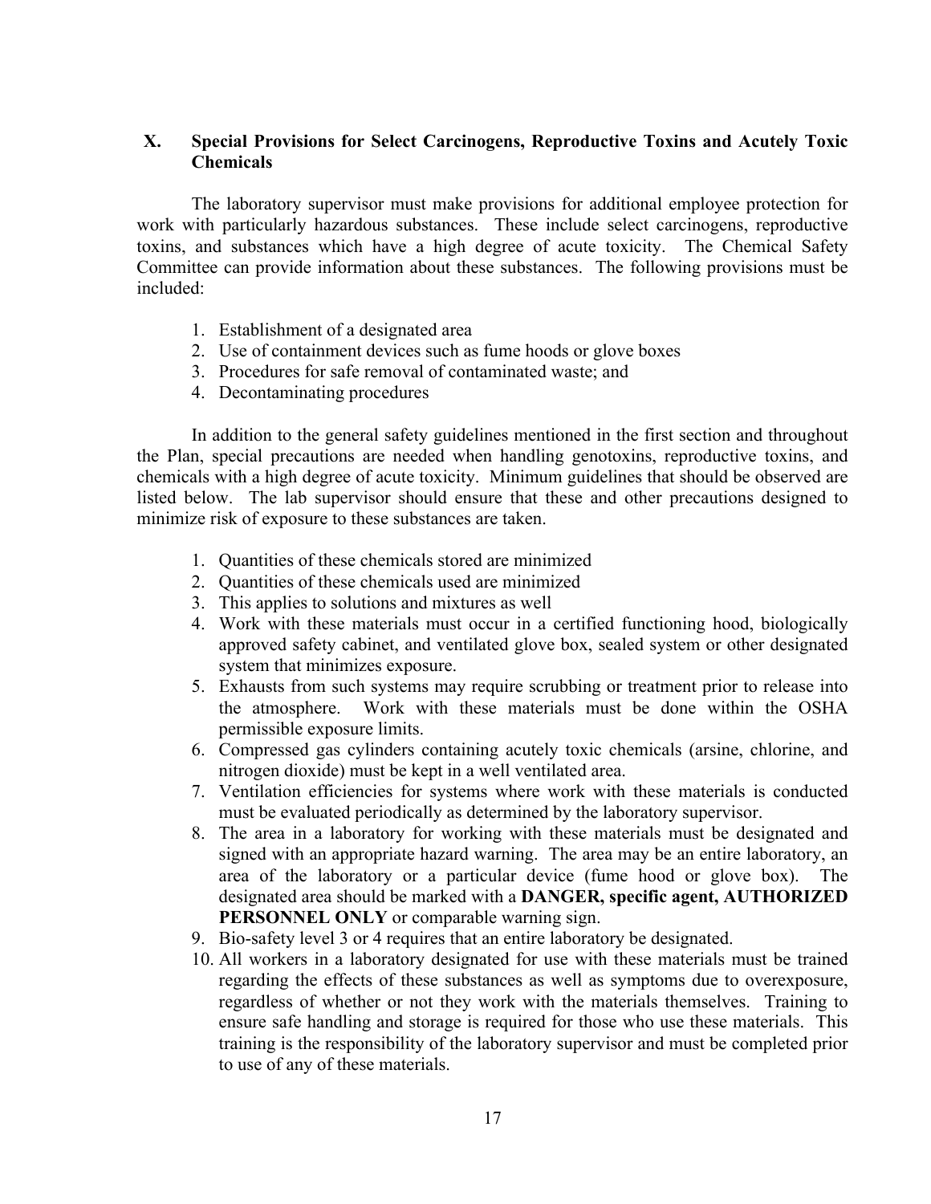## X. Special Provisions for Select Carcinogens, Reproductive Toxins and Acutely Toxic Chemicals

The laboratory supervisor must make provisions for additional employee protection for work with particularly hazardous substances. These include select carcinogens, reproductive toxins, and substances which have a high degree of acute toxicity. The Chemical Safety Committee can provide information about these substances. The following provisions must be included:

1. Establishment of a designated area
2. Use of containment devices such as fume hoods or glove boxes
3. Procedures for safe removal of contaminated waste; and
4. Decontaminating procedures

In addition to the general safety guidelines mentioned in the first section and throughout the Plan, special precautions are needed when handling genotoxins, reproductive toxins, and chemicals with a high degree of acute toxicity. Minimum guidelines that should be observed are listed below. The lab supervisor should ensure that these and other precautions designed to minimize risk of exposure to these substances are taken.

1. Quantities of these chemicals stored are minimized
2. Quantities of these chemicals used are minimized
3. This applies to solutions and mixtures as well
4. Work with these materials must occur in a certified functioning hood, biologically approved safety cabinet, and ventilated glove box, sealed system or other designated system that minimizes exposure.
5. Exhausts from such systems may require scrubbing or treatment prior to release into the atmosphere. Work with these materials must be done within the OSHA permissible exposure limits.
6. Compressed gas cylinders containing acutely toxic chemicals (arsine, chlorine, and nitrogen dioxide) must be kept in a well ventilated area.
7. Ventilation efficiencies for systems where work with these materials is conducted must be evaluated periodically as determined by the laboratory supervisor.
8. The area in a laboratory for working with these materials must be designated and signed with an appropriate hazard warning. The area may be an entire laboratory, an area of the laboratory or a particular device (fume hood or glove box). The designated area should be marked with a **DANGER, specific agent, AUTHORIZED PERSONNEL ONLY** or comparable warning sign.
9. Bio-safety level 3 or 4 requires that an entire laboratory be designated.
10. All workers in a laboratory designated for use with these materials must be trained regarding the effects of these substances as well as symptoms due to overexposure, regardless of whether or not they work with the materials themselves. Training to ensure safe handling and storage is required for those who use these materials. This training is the responsibility of the laboratory supervisor and must be completed prior to use of any of these materials.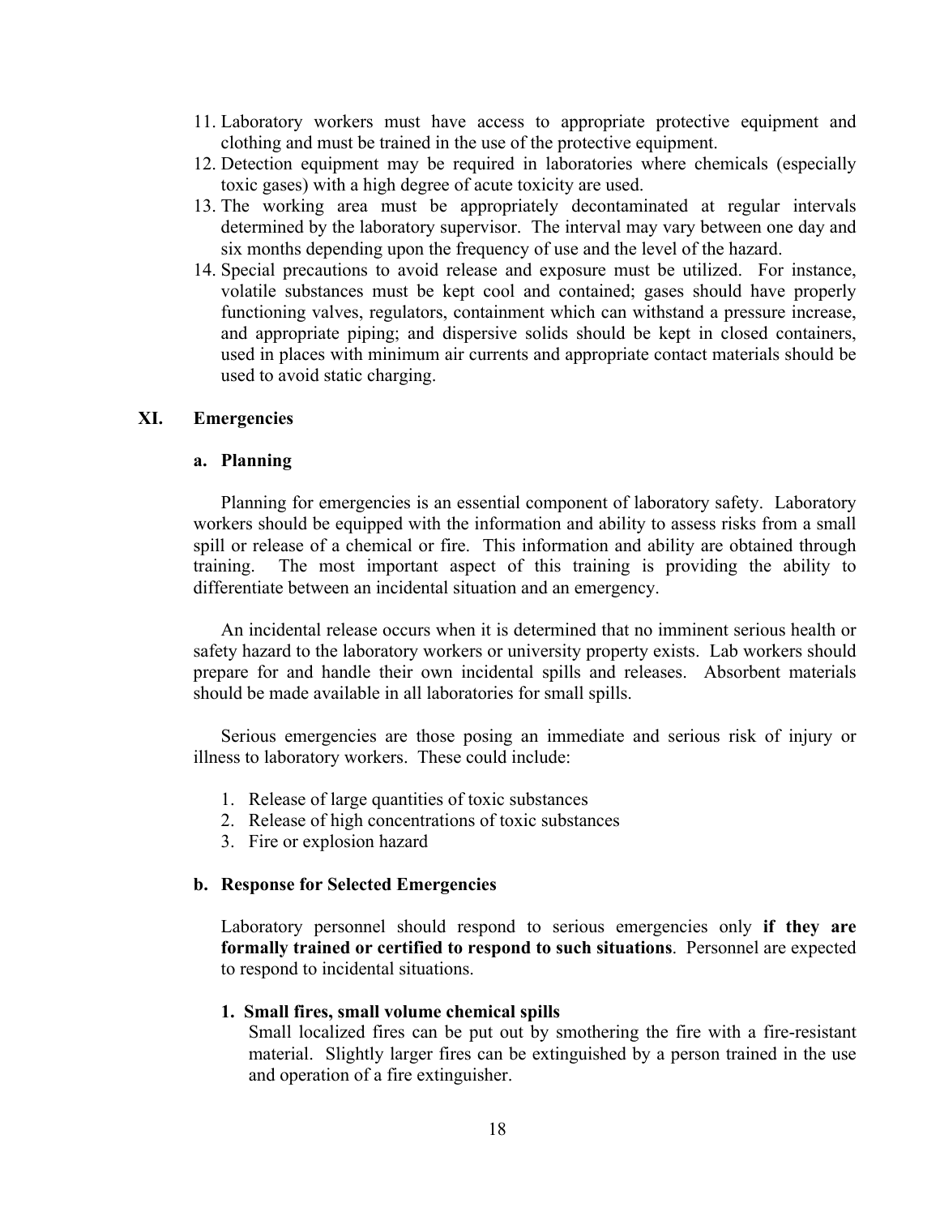11. Laboratory workers must have access to appropriate protective equipment and clothing and must be trained in the use of the protective equipment.
12. Detection equipment may be required in laboratories where chemicals (especially toxic gases) with a high degree of acute toxicity are used.
13. The working area must be appropriately decontaminated at regular intervals determined by the laboratory supervisor. The interval may vary between one day and six months depending upon the frequency of use and the level of the hazard.
14. Special precautions to avoid release and exposure must be utilized. For instance, volatile substances must be kept cool and contained; gases should have properly functioning valves, regulators, containment which can withstand a pressure increase, and appropriate piping; and dispersive solids should be kept in closed containers, used in places with minimum air currents and appropriate contact materials should be used to avoid static charging.

## XI. Emergencies

### a. Planning

Planning for emergencies is an essential component of laboratory safety. Laboratory workers should be equipped with the information and ability to assess risks from a small spill or release of a chemical or fire. This information and ability are obtained through training. The most important aspect of this training is providing the ability to differentiate between an incidental situation and an emergency.

An incidental release occurs when it is determined that no imminent serious health or safety hazard to the laboratory workers or university property exists. Lab workers should prepare for and handle their own incidental spills and releases. Absorbent materials should be made available in all laboratories for small spills.

Serious emergencies are those posing an immediate and serious risk of injury or illness to laboratory workers. These could include:

1. Release of large quantities of toxic substances
2. Release of high concentrations of toxic substances
3. Fire or explosion hazard

### b. Response for Selected Emergencies

Laboratory personnel should respond to serious emergencies only **if they are formally trained or certified to respond to such situations**. Personnel are expected to respond to incidental situations.

#### 1. Small fires, small volume chemical spills

Small localized fires can be put out by smothering the fire with a fire-resistant material. Slightly larger fires can be extinguished by a person trained in the use and operation of a fire extinguisher.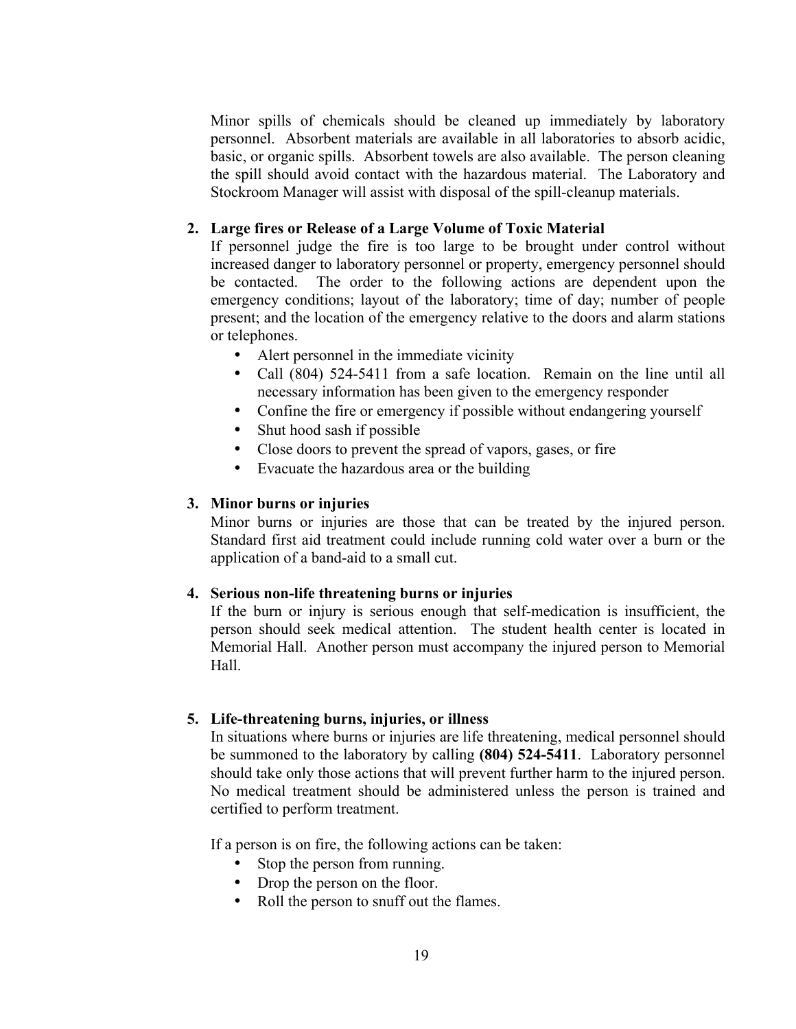Minor spills of chemicals should be cleaned up immediately by laboratory personnel. Absorbent materials are available in all laboratories to absorb acidic, basic, or organic spills. Absorbent towels are also available. The person cleaning the spill should avoid contact with the hazardous material. The Laboratory and Stockroom Manager will assist with disposal of the spill-cleanup materials.

2. **Large fires or Release of a Large Volume of Toxic Material**

   If personnel judge the fire is too large to be brought under control without increased danger to laboratory personnel or property, emergency personnel should be contacted. The order to the following actions are dependent upon the emergency conditions; layout of the laboratory; time of day; number of people present; and the location of the emergency relative to the doors and alarm stations or telephones.

   - Alert personnel in the immediate vicinity
   - Call (804) 524-5411 from a safe location. Remain on the line until all necessary information has been given to the emergency responder
   - Confine the fire or emergency if possible without endangering yourself
   - Shut hood sash if possible
   - Close doors to prevent the spread of vapors, gases, or fire
   - Evacuate the hazardous area or the building

3. **Minor burns or injuries**

   Minor burns or injuries are those that can be treated by the injured person. Standard first aid treatment could include running cold water over a burn or the application of a band-aid to a small cut.

4. **Serious non-life threatening burns or injuries**

   If the burn or injury is serious enough that self-medication is insufficient, the person should seek medical attention. The student health center is located in Memorial Hall. Another person must accompany the injured person to Memorial Hall.

5. **Life-threatening burns, injuries, or illness**

   In situations where burns or injuries are life threatening, medical personnel should be summoned to the laboratory by calling **(804) 524-5411**. Laboratory personnel should take only those actions that will prevent further harm to the injured person. No medical treatment should be administered unless the person is trained and certified to perform treatment.

   If a person is on fire, the following actions can be taken:

   - Stop the person from running.
   - Drop the person on the floor.
   - Roll the person to snuff out the flames.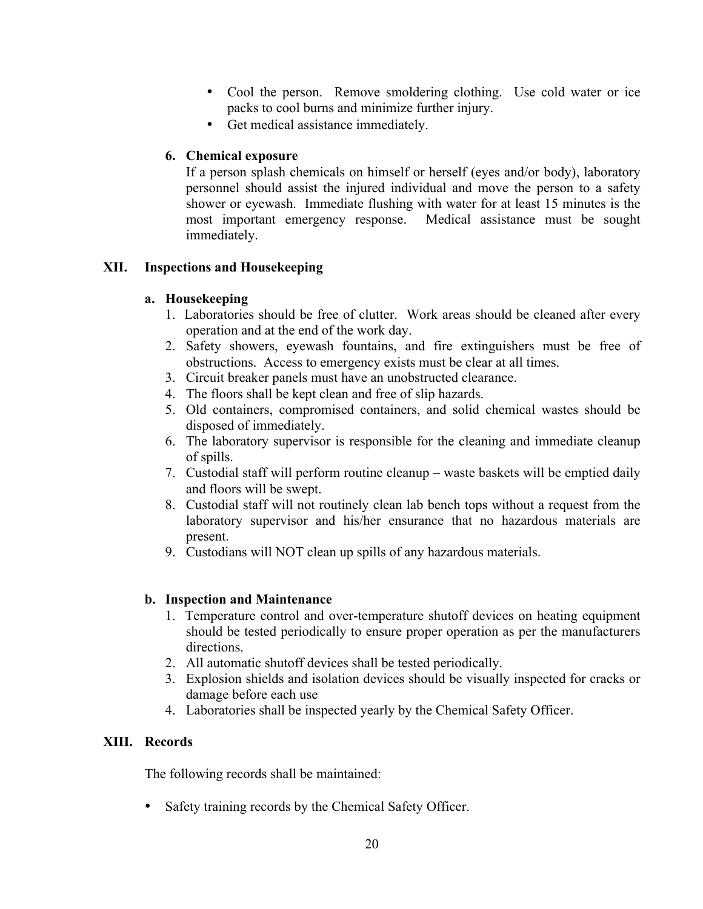- Cool the person. Remove smoldering clothing. Use cold water or ice packs to cool burns and minimize further injury.
- Get medical assistance immediately.

**6. Chemical exposure**

If a person splash chemicals on himself or herself (eyes and/or body), laboratory personnel should assist the injured individual and move the person to a safety shower or eyewash. Immediate flushing with water for at least 15 minutes is the most important emergency response. Medical assistance must be sought immediately.

## XII. Inspections and Housekeeping

### a. Housekeeping

1. Laboratories should be free of clutter. Work areas should be cleaned after every operation and at the end of the work day.
2. Safety showers, eyewash fountains, and fire extinguishers must be free of obstructions. Access to emergency exists must be clear at all times.
3. Circuit breaker panels must have an unobstructed clearance.
4. The floors shall be kept clean and free of slip hazards.
5. Old containers, compromised containers, and solid chemical wastes should be disposed of immediately.
6. The laboratory supervisor is responsible for the cleaning and immediate cleanup of spills.
7. Custodial staff will perform routine cleanup – waste baskets will be emptied daily and floors will be swept.
8. Custodial staff will not routinely clean lab bench tops without a request from the laboratory supervisor and his/her ensurance that no hazardous materials are present.
9. Custodians will NOT clean up spills of any hazardous materials.

### b. Inspection and Maintenance

1. Temperature control and over-temperature shutoff devices on heating equipment should be tested periodically to ensure proper operation as per the manufacturers directions.
2. All automatic shutoff devices shall be tested periodically.
3. Explosion shields and isolation devices should be visually inspected for cracks or damage before each use
4. Laboratories shall be inspected yearly by the Chemical Safety Officer.

## XIII. Records

The following records shall be maintained:

- Safety training records by the Chemical Safety Officer.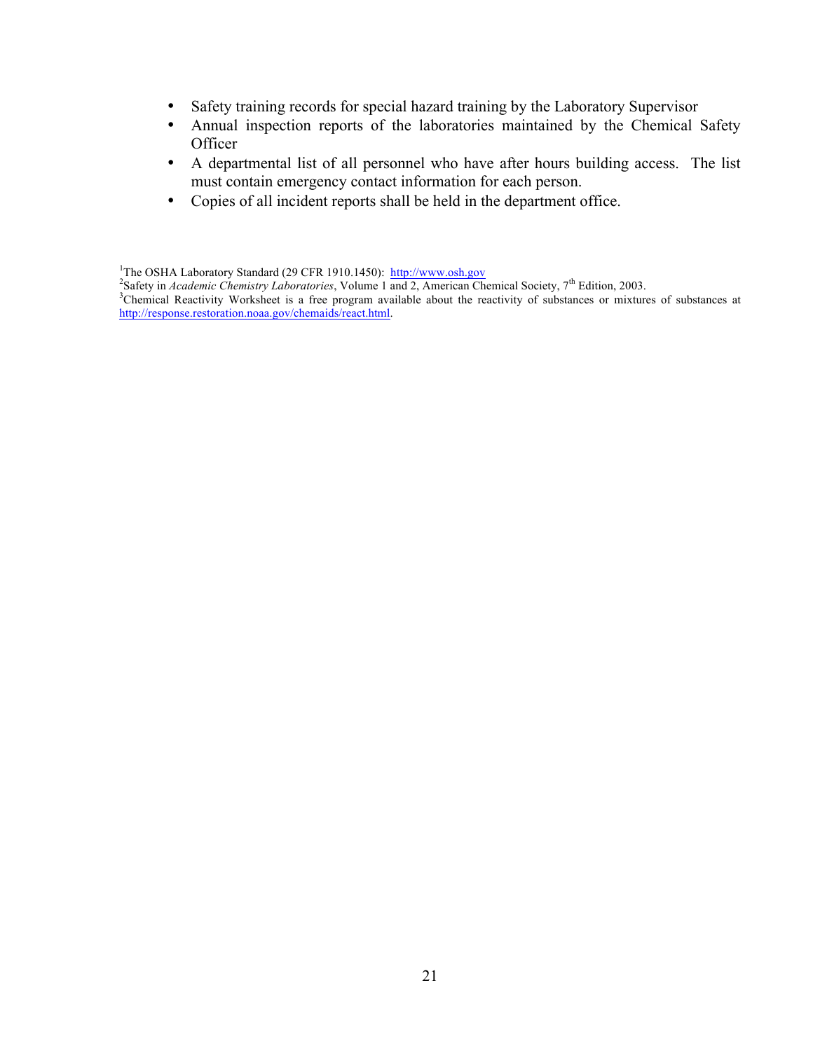- Safety training records for special hazard training by the Laboratory Supervisor
- Annual inspection reports of the laboratories maintained by the Chemical Safety Officer
- A departmental list of all personnel who have after hours building access. The list must contain emergency contact information for each person.
- Copies of all incident reports shall be held in the department office.

[1]The OSHA Laboratory Standard (29 CFR 1910.1450): http://www.osh.gov

[2]Safety in *Academic Chemistry Laboratories*, Volume 1 and 2, American Chemical Society, 7th Edition, 2003.

[3]Chemical Reactivity Worksheet is a free program available about the reactivity of substances or mixtures of substances at http://response.restoration.noaa.gov/chemaids/react.html.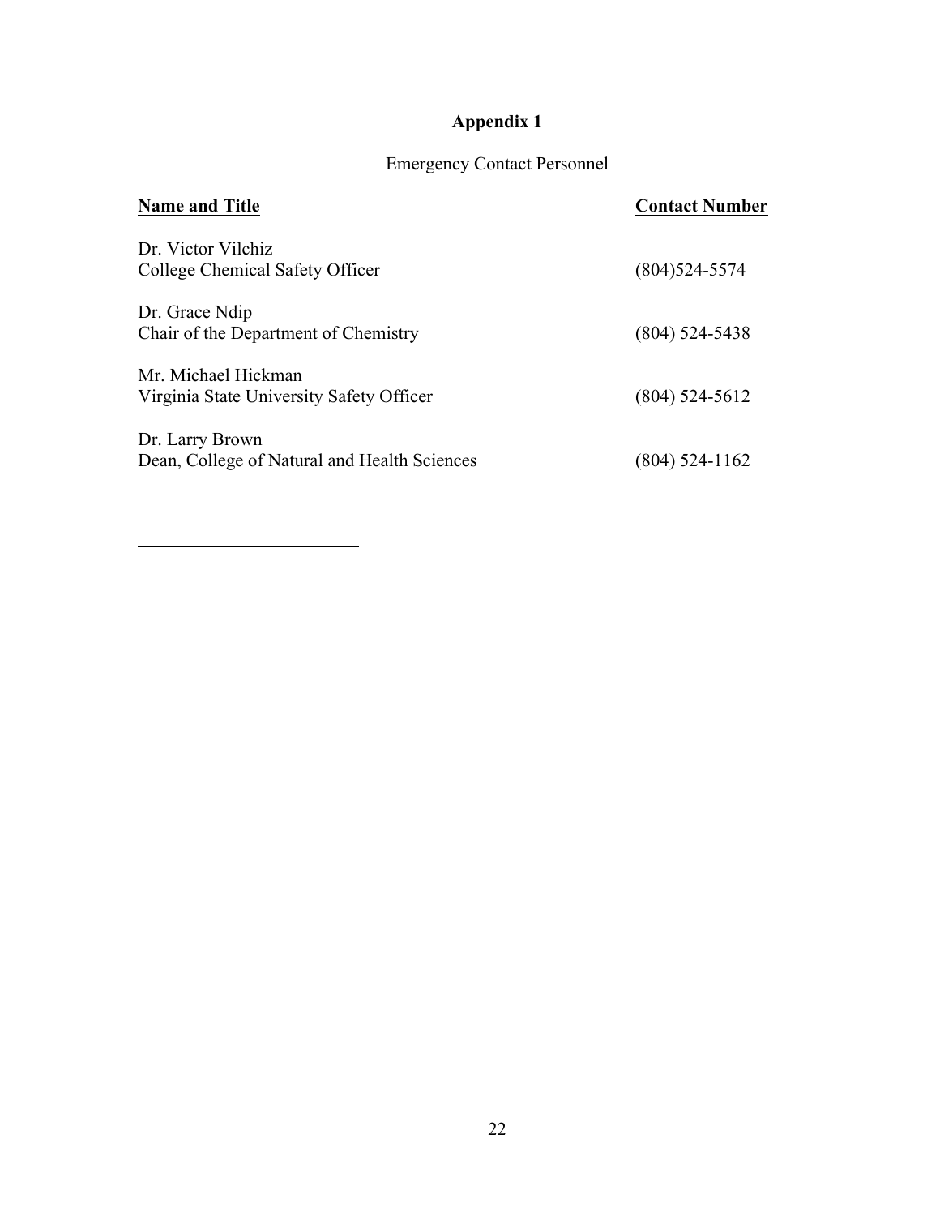# Appendix 1

Emergency Contact Personnel

| **Name and Title** | **Contact Number** |
|---|---|
| Dr. Victor Vilchiz<br>College Chemical Safety Officer | (804)524-5574 |
| Dr. Grace Ndip<br>Chair of the Department of Chemistry | (804) 524-5438 |
| Mr. Michael Hickman<br>Virginia State University Safety Officer | (804) 524-5612 |
| Dr. Larry Brown<br>Dean, College of Natural and Health Sciences | (804) 524-1162 |